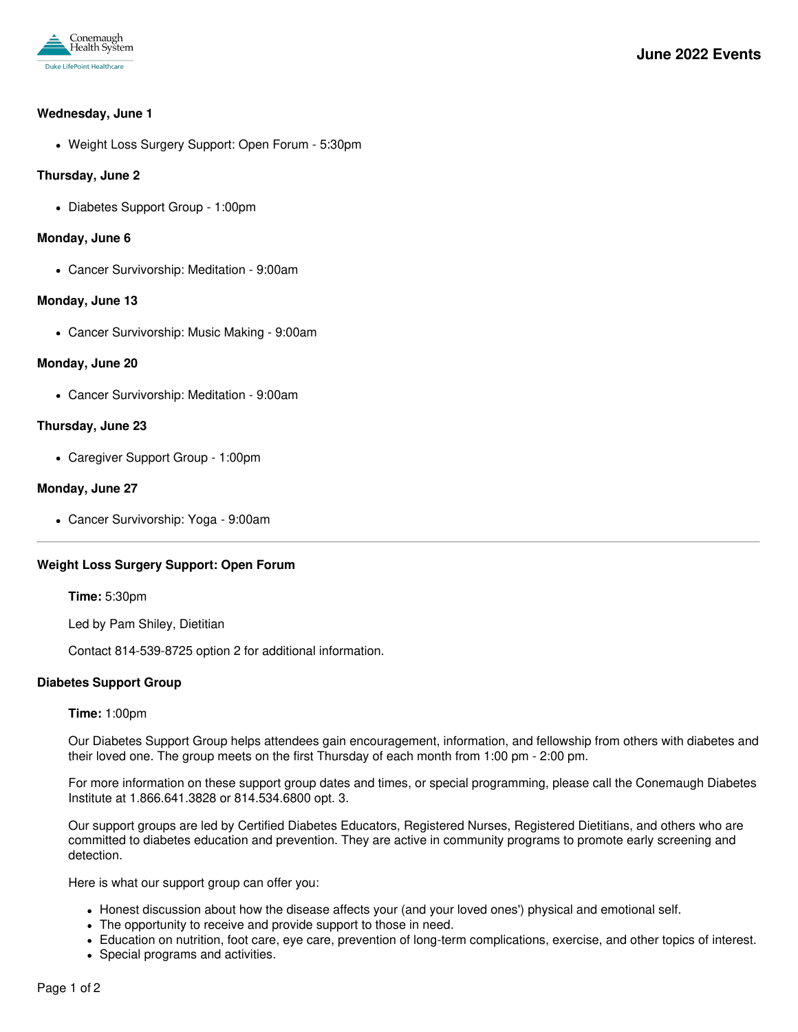# June 2022 Events

**Wednesday, June 1**

- Weight Loss Surgery Support: Open Forum - 5:30pm

**Thursday, June 2**

- Diabetes Support Group - 1:00pm

**Monday, June 6**

- Cancer Survivorship: Meditation - 9:00am

**Monday, June 13**

- Cancer Survivorship: Music Making - 9:00am

**Monday, June 20**

- Cancer Survivorship: Meditation - 9:00am

**Thursday, June 23**

- Caregiver Support Group - 1:00pm

**Monday, June 27**

- Cancer Survivorship: Yoga - 9:00am

---

**Weight Loss Surgery Support: Open Forum**

**Time:** 5:30pm

Led by Pam Shiley, Dietitian

Contact 814-539-8725 option 2 for additional information.

**Diabetes Support Group**

**Time:** 1:00pm

Our Diabetes Support Group helps attendees gain encouragement, information, and fellowship from others with diabetes and their loved one. The group meets on the first Thursday of each month from 1:00 pm - 2:00 pm.

For more information on these support group dates and times, or special programming, please call the Conemaugh Diabetes Institute at 1.866.641.3828 or 814.534.6800 opt. 3.

Our support groups are led by Certified Diabetes Educators, Registered Nurses, Registered Dietitians, and others who are committed to diabetes education and prevention. They are active in community programs to promote early screening and detection.

Here is what our support group can offer you:

- Honest discussion about how the disease affects your (and your loved ones') physical and emotional self.
- The opportunity to receive and provide support to those in need.
- Education on nutrition, foot care, eye care, prevention of long-term complications, exercise, and other topics of interest.
- Special programs and activities.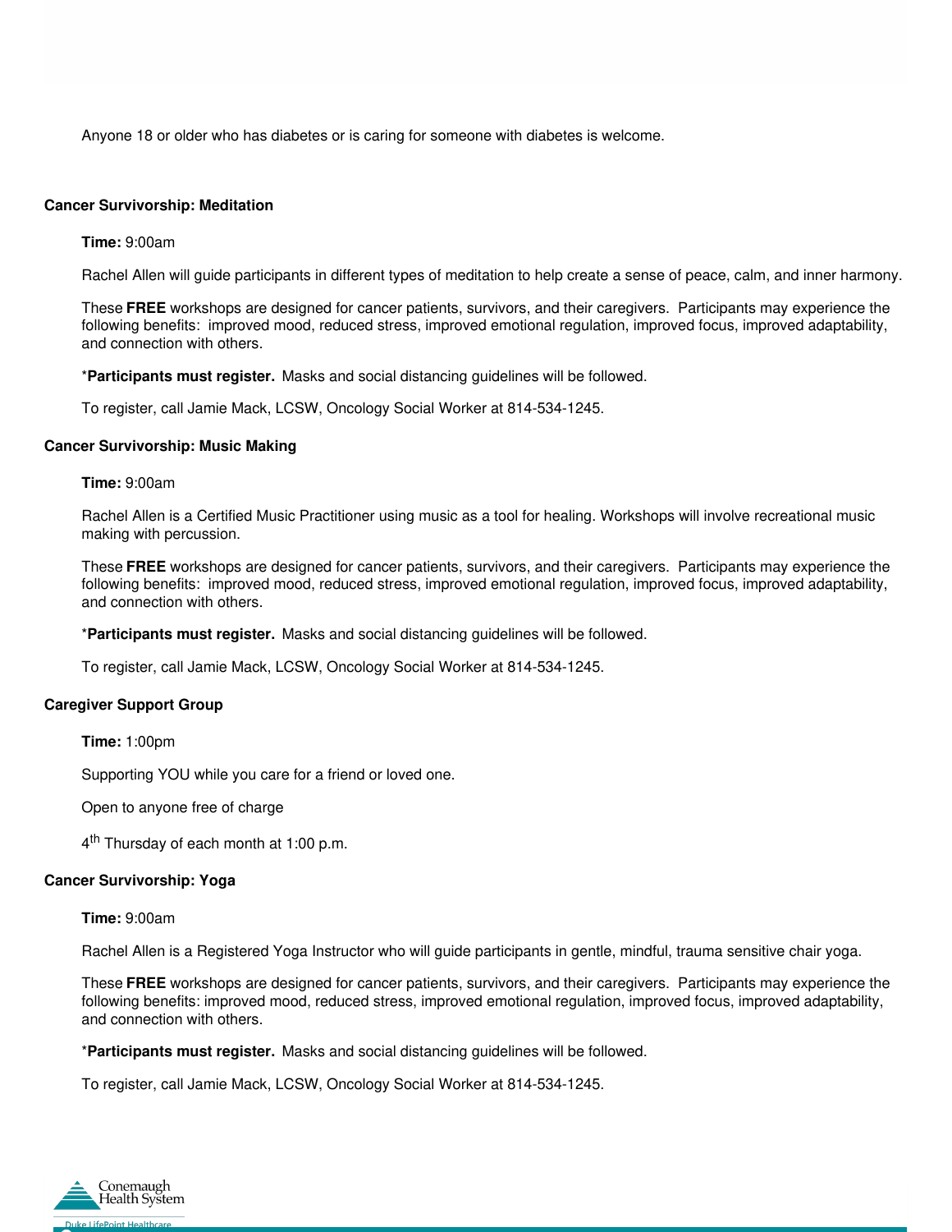Anyone 18 or older who has diabetes or is caring for someone with diabetes is welcome.

### Cancer Survivorship: Meditation

**Time:** 9:00am

Rachel Allen will guide participants in different types of meditation to help create a sense of peace, calm, and inner harmony.

These **FREE** workshops are designed for cancer patients, survivors, and their caregivers. Participants may experience the following benefits: improved mood, reduced stress, improved emotional regulation, improved focus, improved adaptability, and connection with others.

***Participants must register.** Masks and social distancing guidelines will be followed.

To register, call Jamie Mack, LCSW, Oncology Social Worker at 814-534-1245.

### Cancer Survivorship: Music Making

**Time:** 9:00am

Rachel Allen is a Certified Music Practitioner using music as a tool for healing. Workshops will involve recreational music making with percussion.

These **FREE** workshops are designed for cancer patients, survivors, and their caregivers. Participants may experience the following benefits: improved mood, reduced stress, improved emotional regulation, improved focus, improved adaptability, and connection with others.

***Participants must register.** Masks and social distancing guidelines will be followed.

To register, call Jamie Mack, LCSW, Oncology Social Worker at 814-534-1245.

### Caregiver Support Group

**Time:** 1:00pm

Supporting YOU while you care for a friend or loved one.

Open to anyone free of charge

4th Thursday of each month at 1:00 p.m.

### Cancer Survivorship: Yoga

**Time:** 9:00am

Rachel Allen is a Registered Yoga Instructor who will guide participants in gentle, mindful, trauma sensitive chair yoga.

These **FREE** workshops are designed for cancer patients, survivors, and their caregivers. Participants may experience the following benefits: improved mood, reduced stress, improved emotional regulation, improved focus, improved adaptability, and connection with others.

***Participants must register.** Masks and social distancing guidelines will be followed.

To register, call Jamie Mack, LCSW, Oncology Social Worker at 814-534-1245.